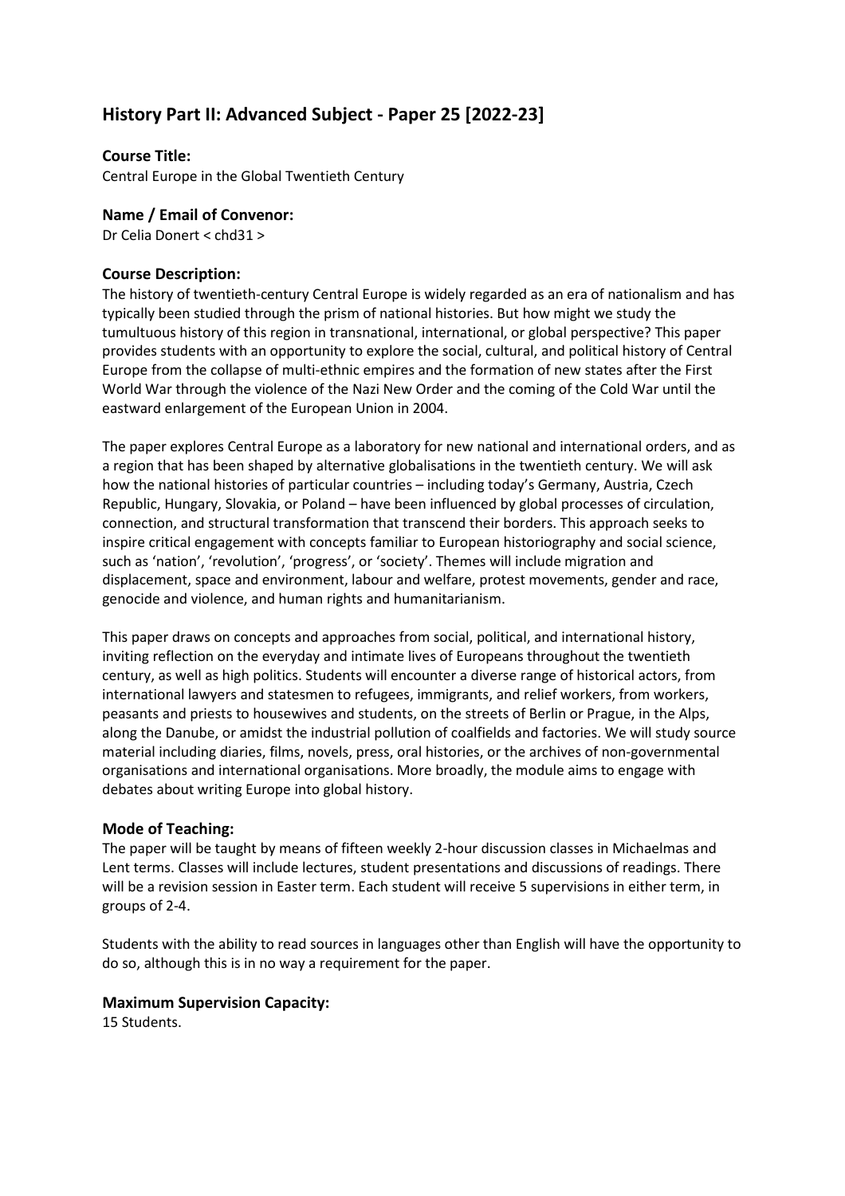# History Part II: Advanced Subject - Paper 25 [2022-23]

### Course Title:

Central Europe in the Global Twentieth Century

### Name / Email of Convenor:

Dr Celia Donert < chd31 >

### Course Description:

The history of twentieth-century Central Europe is widely regarded as an era of nationalism and has typically been studied through the prism of national histories. But how might we study the tumultuous history of this region in transnational, international, or global perspective? This paper provides students with an opportunity to explore the social, cultural, and political history of Central Europe from the collapse of multi-ethnic empires and the formation of new states after the First World War through the violence of the Nazi New Order and the coming of the Cold War until the eastward enlargement of the European Union in 2004.

The paper explores Central Europe as a laboratory for new national and international orders, and as a region that has been shaped by alternative globalisations in the twentieth century. We will ask how the national histories of particular countries – including today's Germany, Austria, Czech Republic, Hungary, Slovakia, or Poland – have been influenced by global processes of circulation, connection, and structural transformation that transcend their borders. This approach seeks to inspire critical engagement with concepts familiar to European historiography and social science, such as 'nation', 'revolution', 'progress', or 'society'. Themes will include migration and displacement, space and environment, labour and welfare, protest movements, gender and race, genocide and violence, and human rights and humanitarianism.

This paper draws on concepts and approaches from social, political, and international history, inviting reflection on the everyday and intimate lives of Europeans throughout the twentieth century, as well as high politics. Students will encounter a diverse range of historical actors, from international lawyers and statesmen to refugees, immigrants, and relief workers, from workers, peasants and priests to housewives and students, on the streets of Berlin or Prague, in the Alps, along the Danube, or amidst the industrial pollution of coalfields and factories. We will study source material including diaries, films, novels, press, oral histories, or the archives of non-governmental organisations and international organisations. More broadly, the module aims to engage with debates about writing Europe into global history.

### Mode of Teaching:

The paper will be taught by means of fifteen weekly 2-hour discussion classes in Michaelmas and Lent terms. Classes will include lectures, student presentations and discussions of readings. There will be a revision session in Easter term. Each student will receive 5 supervisions in either term, in groups of 2-4.

Students with the ability to read sources in languages other than English will have the opportunity to do so, although this is in no way a requirement for the paper.

### Maximum Supervision Capacity:

15 Students.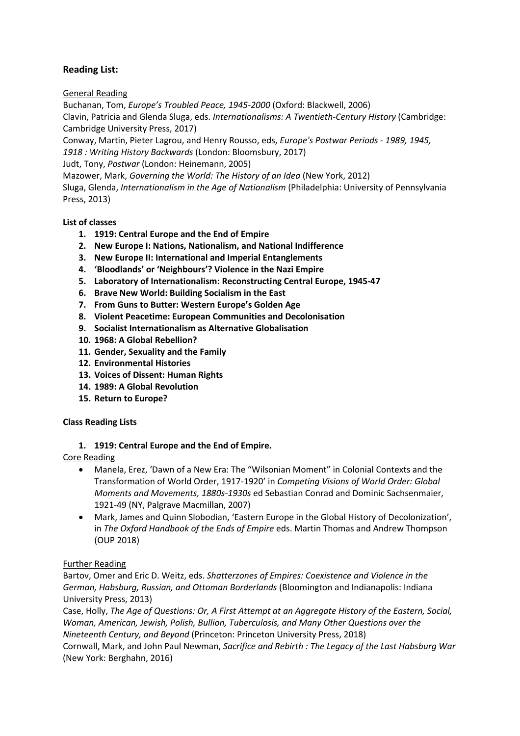## Reading List:

General Reading

Buchanan, Tom, *Europe's Troubled Peace, 1945-2000* (Oxford: Blackwell, 2006)
Clavin, Patricia and Glenda Sluga, eds. *Internationalisms: A Twentieth-Century History* (Cambridge: Cambridge University Press, 2017)
Conway, Martin, Pieter Lagrou, and Henry Rousso, eds, *Europe's Postwar Periods - 1989, 1945, 1918 : Writing History Backwards* (London: Bloomsbury, 2017)
Judt, Tony, *Postwar* (London: Heinemann, 2005)
Mazower, Mark, *Governing the World: The History of an Idea* (New York, 2012)
Sluga, Glenda, *Internationalism in the Age of Nationalism* (Philadelphia: University of Pennsylvania Press, 2013)

**List of classes**

1. **1919: Central Europe and the End of Empire**
2. **New Europe I: Nations, Nationalism, and National Indifference**
3. **New Europe II: International and Imperial Entanglements**
4. **'Bloodlands' or 'Neighbours'? Violence in the Nazi Empire**
5. **Laboratory of Internationalism: Reconstructing Central Europe, 1945-47**
6. **Brave New World: Building Socialism in the East**
7. **From Guns to Butter: Western Europe's Golden Age**
8. **Violent Peacetime: European Communities and Decolonisation**
9. **Socialist Internationalism as Alternative Globalisation**
10. **1968: A Global Rebellion?**
11. **Gender, Sexuality and the Family**
12. **Environmental Histories**
13. **Voices of Dissent: Human Rights**
14. **1989: A Global Revolution**
15. **Return to Europe?**

**Class Reading Lists**

1. **1919: Central Europe and the End of Empire.**

Core Reading

- Manela, Erez, 'Dawn of a New Era: The "Wilsonian Moment" in Colonial Contexts and the Transformation of World Order, 1917-1920' in *Competing Visions of World Order: Global Moments and Movements, 1880s-1930s* ed Sebastian Conrad and Dominic Sachsenmaier, 1921-49 (NY, Palgrave Macmillan, 2007)
- Mark, James and Quinn Slobodian, 'Eastern Europe in the Global History of Decolonization', in *The Oxford Handbook of the Ends of Empire* eds. Martin Thomas and Andrew Thompson (OUP 2018)

Further Reading

Bartov, Omer and Eric D. Weitz, eds. *Shatterzones of Empires: Coexistence and Violence in the German, Habsburg, Russian, and Ottoman Borderlands* (Bloomington and Indianapolis: Indiana University Press, 2013)
Case, Holly, *The Age of Questions: Or, A First Attempt at an Aggregate History of the Eastern, Social, Woman, American, Jewish, Polish, Bullion, Tuberculosis, and Many Other Questions over the Nineteenth Century, and Beyond* (Princeton: Princeton University Press, 2018)
Cornwall, Mark, and John Paul Newman, *Sacrifice and Rebirth : The Legacy of the Last Habsburg War* (New York: Berghahn, 2016)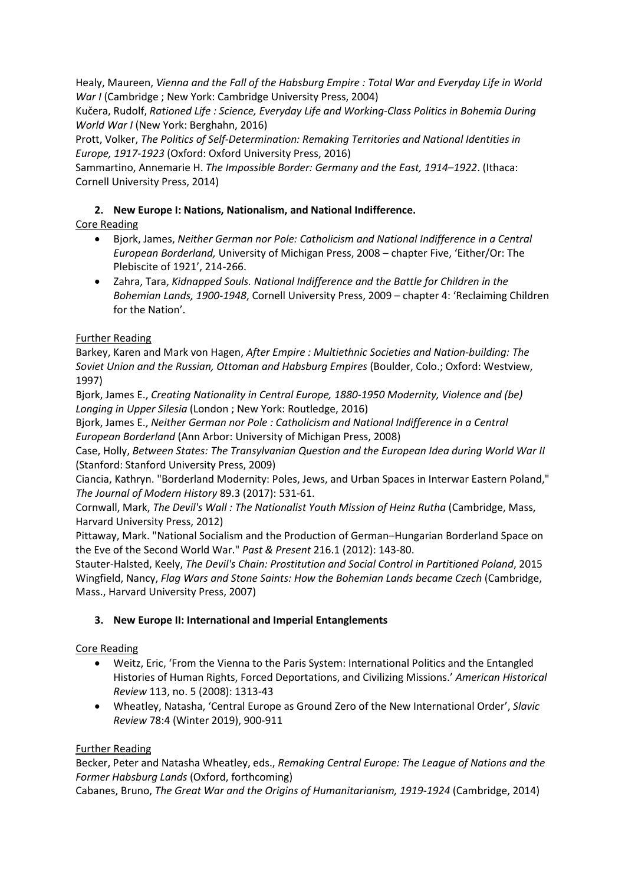Healy, Maureen, *Vienna and the Fall of the Habsburg Empire : Total War and Everyday Life in World War I* (Cambridge ; New York: Cambridge University Press, 2004)

Kučera, Rudolf, *Rationed Life : Science, Everyday Life and Working-Class Politics in Bohemia During World War I* (New York: Berghahn, 2016)

Prott, Volker, *The Politics of Self-Determination: Remaking Territories and National Identities in Europe, 1917-1923* (Oxford: Oxford University Press, 2016)

Sammartino, Annemarie H. *The Impossible Border: Germany and the East, 1914–1922*. (Ithaca: Cornell University Press, 2014)

## 2. New Europe I: Nations, Nationalism, and National Indifference.

Core Reading

- Bjork, James, *Neither German nor Pole: Catholicism and National Indifference in a Central European Borderland,* University of Michigan Press, 2008 – chapter Five, 'Either/Or: The Plebiscite of 1921', 214-266.
- Zahra, Tara, *Kidnapped Souls. National Indifference and the Battle for Children in the Bohemian Lands, 1900-1948*, Cornell University Press, 2009 – chapter 4: 'Reclaiming Children for the Nation'.

Further Reading

Barkey, Karen and Mark von Hagen, *After Empire : Multiethnic Societies and Nation-building: The Soviet Union and the Russian, Ottoman and Habsburg Empires* (Boulder, Colo.; Oxford: Westview, 1997)

Bjork, James E., *Creating Nationality in Central Europe, 1880-1950 Modernity, Violence and (be) Longing in Upper Silesia* (London ; New York: Routledge, 2016)

Bjork, James E., *Neither German nor Pole : Catholicism and National Indifference in a Central European Borderland* (Ann Arbor: University of Michigan Press, 2008)

Case, Holly, *Between States: The Transylvanian Question and the European Idea during World War II* (Stanford: Stanford University Press, 2009)

Ciancia, Kathryn. "Borderland Modernity: Poles, Jews, and Urban Spaces in Interwar Eastern Poland," *The Journal of Modern History* 89.3 (2017): 531-61.

Cornwall, Mark, *The Devil's Wall : The Nationalist Youth Mission of Heinz Rutha* (Cambridge, Mass, Harvard University Press, 2012)

Pittaway, Mark. "National Socialism and the Production of German–Hungarian Borderland Space on the Eve of the Second World War." *Past & Present* 216.1 (2012): 143-80.

Stauter-Halsted, Keely, *The Devil's Chain: Prostitution and Social Control in Partitioned Poland*, 2015

Wingfield, Nancy, *Flag Wars and Stone Saints: How the Bohemian Lands became Czech* (Cambridge, Mass., Harvard University Press, 2007)

## 3. New Europe II: International and Imperial Entanglements

Core Reading

- Weitz, Eric, 'From the Vienna to the Paris System: International Politics and the Entangled Histories of Human Rights, Forced Deportations, and Civilizing Missions.' *American Historical Review* 113, no. 5 (2008): 1313-43
- Wheatley, Natasha, 'Central Europe as Ground Zero of the New International Order', *Slavic Review* 78:4 (Winter 2019), 900-911

Further Reading

Becker, Peter and Natasha Wheatley, eds., *Remaking Central Europe: The League of Nations and the Former Habsburg Lands* (Oxford, forthcoming)

Cabanes, Bruno, *The Great War and the Origins of Humanitarianism, 1919-1924* (Cambridge, 2014)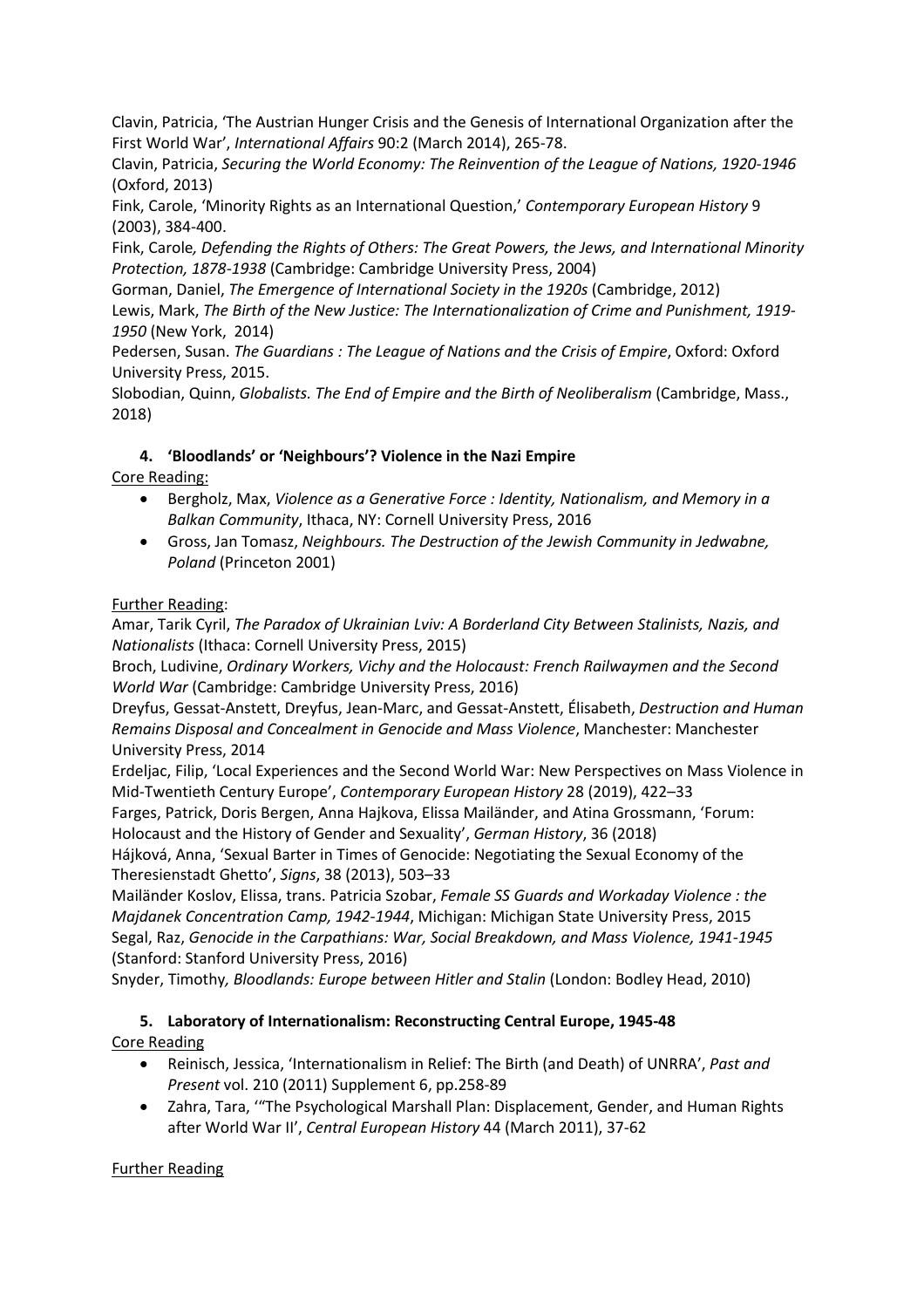Clavin, Patricia, 'The Austrian Hunger Crisis and the Genesis of International Organization after the First World War', *International Affairs* 90:2 (March 2014), 265-78.
Clavin, Patricia, *Securing the World Economy: The Reinvention of the League of Nations, 1920-1946* (Oxford, 2013)
Fink, Carole, 'Minority Rights as an International Question,' *Contemporary European History* 9 (2003), 384-400.
Fink, Carole*, Defending the Rights of Others: The Great Powers, the Jews, and International Minority Protection, 1878-1938* (Cambridge: Cambridge University Press, 2004)
Gorman, Daniel, *The Emergence of International Society in the 1920s* (Cambridge, 2012)
Lewis, Mark, *The Birth of the New Justice: The Internationalization of Crime and Punishment, 1919-1950* (New York, 2014)
Pedersen, Susan. *The Guardians : The League of Nations and the Crisis of Empire*, Oxford: Oxford University Press, 2015.
Slobodian, Quinn, *Globalists. The End of Empire and the Birth of Neoliberalism* (Cambridge, Mass., 2018)

## 4. 'Bloodlands' or 'Neighbours'? Violence in the Nazi Empire

Core Reading:

- Bergholz, Max, *Violence as a Generative Force : Identity, Nationalism, and Memory in a Balkan Community*, Ithaca, NY: Cornell University Press, 2016
- Gross, Jan Tomasz, *Neighbours. The Destruction of the Jewish Community in Jedwabne, Poland* (Princeton 2001)

Further Reading:

Amar, Tarik Cyril, *The Paradox of Ukrainian Lviv: A Borderland City Between Stalinists, Nazis, and Nationalists* (Ithaca: Cornell University Press, 2015)
Broch, Ludivine, *Ordinary Workers, Vichy and the Holocaust: French Railwaymen and the Second World War* (Cambridge: Cambridge University Press, 2016)
Dreyfus, Gessat-Anstett, Dreyfus, Jean-Marc, and Gessat-Anstett, Élisabeth, *Destruction and Human Remains Disposal and Concealment in Genocide and Mass Violence*, Manchester: Manchester University Press, 2014
Erdeljac, Filip, 'Local Experiences and the Second World War: New Perspectives on Mass Violence in Mid-Twentieth Century Europe', *Contemporary European History* 28 (2019), 422–33
Farges, Patrick, Doris Bergen, Anna Hajkova, Elissa Mailänder, and Atina Grossmann, 'Forum: Holocaust and the History of Gender and Sexuality', *German History*, 36 (2018)
Hájková, Anna, 'Sexual Barter in Times of Genocide: Negotiating the Sexual Economy of the Theresienstadt Ghetto', *Signs*, 38 (2013), 503–33
Mailänder Koslov, Elissa, trans. Patricia Szobar, *Female SS Guards and Workaday Violence : the Majdanek Concentration Camp, 1942-1944*, Michigan: Michigan State University Press, 2015
Segal, Raz, *Genocide in the Carpathians: War, Social Breakdown, and Mass Violence, 1941-1945* (Stanford: Stanford University Press, 2016)
Snyder, Timothy*, Bloodlands: Europe between Hitler and Stalin* (London: Bodley Head, 2010)

## 5. Laboratory of Internationalism: Reconstructing Central Europe, 1945-48

Core Reading

- Reinisch, Jessica, 'Internationalism in Relief: The Birth (and Death) of UNRRA', *Past and Present* vol. 210 (2011) Supplement 6, pp.258-89
- Zahra, Tara, '"The Psychological Marshall Plan: Displacement, Gender, and Human Rights after World War II', *Central European History* 44 (March 2011), 37-62

Further Reading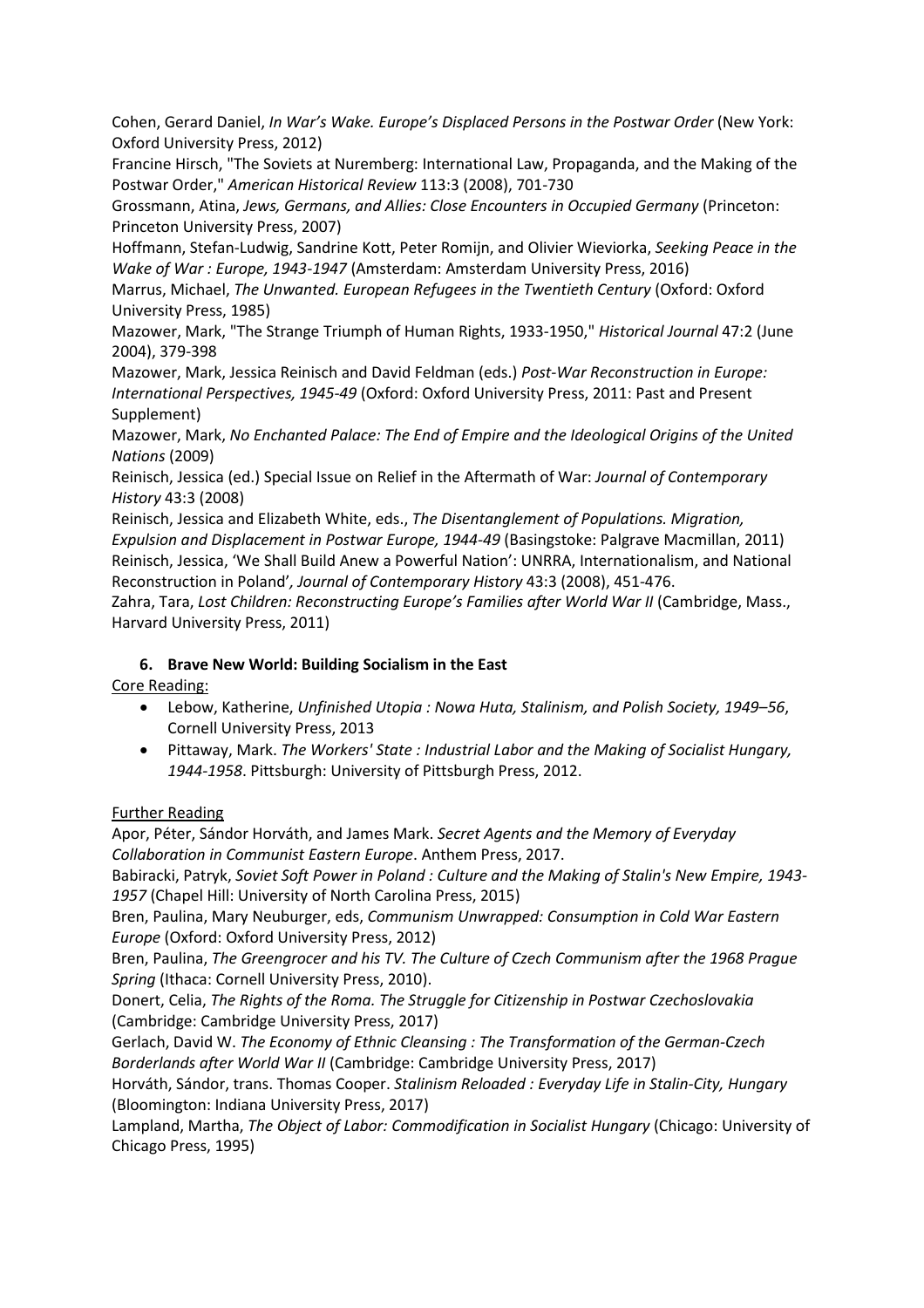Cohen, Gerard Daniel, *In War's Wake. Europe's Displaced Persons in the Postwar Order* (New York: Oxford University Press, 2012)

Francine Hirsch, "The Soviets at Nuremberg: International Law, Propaganda, and the Making of the Postwar Order," *American Historical Review* 113:3 (2008), 701-730

Grossmann, Atina, *Jews, Germans, and Allies: Close Encounters in Occupied Germany* (Princeton: Princeton University Press, 2007)

Hoffmann, Stefan-Ludwig, Sandrine Kott, Peter Romijn, and Olivier Wieviorka, *Seeking Peace in the Wake of War : Europe, 1943-1947* (Amsterdam: Amsterdam University Press, 2016)

Marrus, Michael, *The Unwanted. European Refugees in the Twentieth Century* (Oxford: Oxford University Press, 1985)

Mazower, Mark, "The Strange Triumph of Human Rights, 1933-1950," *Historical Journal* 47:2 (June 2004), 379-398

Mazower, Mark, Jessica Reinisch and David Feldman (eds.) *Post-War Reconstruction in Europe: International Perspectives, 1945-49* (Oxford: Oxford University Press, 2011: Past and Present Supplement)

Mazower, Mark, *No Enchanted Palace: The End of Empire and the Ideological Origins of the United Nations* (2009)

Reinisch, Jessica (ed.) Special Issue on Relief in the Aftermath of War: *Journal of Contemporary History* 43:3 (2008)

Reinisch, Jessica and Elizabeth White, eds., *The Disentanglement of Populations. Migration, Expulsion and Displacement in Postwar Europe, 1944-49* (Basingstoke: Palgrave Macmillan, 2011)

Reinisch, Jessica, 'We Shall Build Anew a Powerful Nation': UNRRA, Internationalism, and National Reconstruction in Poland', *Journal of Contemporary History* 43:3 (2008), 451-476.

Zahra, Tara, *Lost Children: Reconstructing Europe's Families after World War II* (Cambridge, Mass., Harvard University Press, 2011)

### 6. Brave New World: Building Socialism in the East

Core Reading:

- Lebow, Katherine, *Unfinished Utopia : Nowa Huta, Stalinism, and Polish Society, 1949–56*, Cornell University Press, 2013
- Pittaway, Mark. *The Workers' State : Industrial Labor and the Making of Socialist Hungary, 1944-1958*. Pittsburgh: University of Pittsburgh Press, 2012.

Further Reading

Apor, Péter, Sándor Horváth, and James Mark. *Secret Agents and the Memory of Everyday Collaboration in Communist Eastern Europe*. Anthem Press, 2017.

Babiracki, Patryk, *Soviet Soft Power in Poland : Culture and the Making of Stalin's New Empire, 1943-1957* (Chapel Hill: University of North Carolina Press, 2015)

Bren, Paulina, Mary Neuburger, eds, *Communism Unwrapped: Consumption in Cold War Eastern Europe* (Oxford: Oxford University Press, 2012)

Bren, Paulina, *The Greengrocer and his TV. The Culture of Czech Communism after the 1968 Prague Spring* (Ithaca: Cornell University Press, 2010).

Donert, Celia, *The Rights of the Roma. The Struggle for Citizenship in Postwar Czechoslovakia* (Cambridge: Cambridge University Press, 2017)

Gerlach, David W. *The Economy of Ethnic Cleansing : The Transformation of the German-Czech Borderlands after World War II* (Cambridge: Cambridge University Press, 2017)

Horváth, Sándor, trans. Thomas Cooper. *Stalinism Reloaded : Everyday Life in Stalin-City, Hungary* (Bloomington: Indiana University Press, 2017)

Lampland, Martha, *The Object of Labor: Commodification in Socialist Hungary* (Chicago: University of Chicago Press, 1995)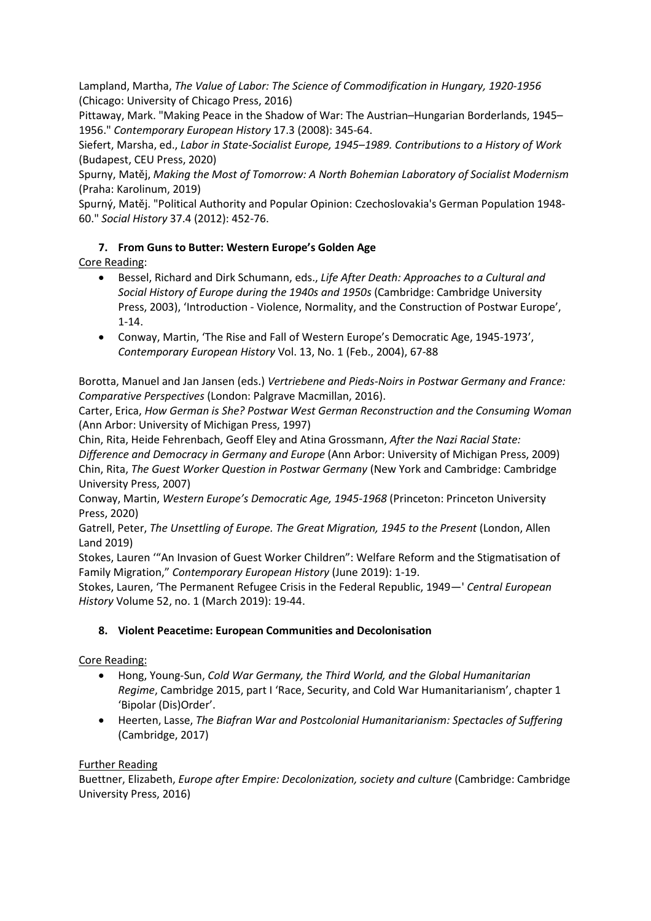Lampland, Martha, *The Value of Labor: The Science of Commodification in Hungary, 1920-1956* (Chicago: University of Chicago Press, 2016)

Pittaway, Mark. "Making Peace in the Shadow of War: The Austrian–Hungarian Borderlands, 1945–1956." *Contemporary European History* 17.3 (2008): 345-64.

Siefert, Marsha, ed., *Labor in State-Socialist Europe, 1945–1989. Contributions to a History of Work* (Budapest, CEU Press, 2020)

Spurny, Matěj, *Making the Most of Tomorrow: A North Bohemian Laboratory of Socialist Modernism* (Praha: Karolinum, 2019)

Spurný, Matěj. "Political Authority and Popular Opinion: Czechoslovakia's German Population 1948-60." *Social History* 37.4 (2012): 452-76.

### 7. From Guns to Butter: Western Europe's Golden Age

Core Reading:

- Bessel, Richard and Dirk Schumann, eds., *Life After Death: Approaches to a Cultural and Social History of Europe during the 1940s and 1950s* (Cambridge: Cambridge University Press, 2003), 'Introduction - Violence, Normality, and the Construction of Postwar Europe', 1-14.
- Conway, Martin, 'The Rise and Fall of Western Europe's Democratic Age, 1945-1973', *Contemporary European History* Vol. 13, No. 1 (Feb., 2004), 67-88

Borotta, Manuel and Jan Jansen (eds.) *Vertriebene and Pieds-Noirs in Postwar Germany and France: Comparative Perspectives* (London: Palgrave Macmillan, 2016).

Carter, Erica, *How German is She? Postwar West German Reconstruction and the Consuming Woman* (Ann Arbor: University of Michigan Press, 1997)

Chin, Rita, Heide Fehrenbach, Geoff Eley and Atina Grossmann, *After the Nazi Racial State: Difference and Democracy in Germany and Europe* (Ann Arbor: University of Michigan Press, 2009)

Chin, Rita, *The Guest Worker Question in Postwar Germany* (New York and Cambridge: Cambridge University Press, 2007)

Conway, Martin, *Western Europe's Democratic Age, 1945-1968* (Princeton: Princeton University Press, 2020)

Gatrell, Peter, *The Unsettling of Europe. The Great Migration, 1945 to the Present* (London, Allen Land 2019)

Stokes, Lauren '"An Invasion of Guest Worker Children": Welfare Reform and the Stigmatisation of Family Migration," *Contemporary European History* (June 2019): 1-19.

Stokes, Lauren, 'The Permanent Refugee Crisis in the Federal Republic, 1949—' *Central European History* Volume 52, no. 1 (March 2019): 19-44.

### 8. Violent Peacetime: European Communities and Decolonisation

Core Reading:

- Hong, Young-Sun, *Cold War Germany, the Third World, and the Global Humanitarian Regime*, Cambridge 2015, part I 'Race, Security, and Cold War Humanitarianism', chapter 1 'Bipolar (Dis)Order'.
- Heerten, Lasse, *The Biafran War and Postcolonial Humanitarianism: Spectacles of Suffering* (Cambridge, 2017)

Further Reading

Buettner, Elizabeth, *Europe after Empire: Decolonization, society and culture* (Cambridge: Cambridge University Press, 2016)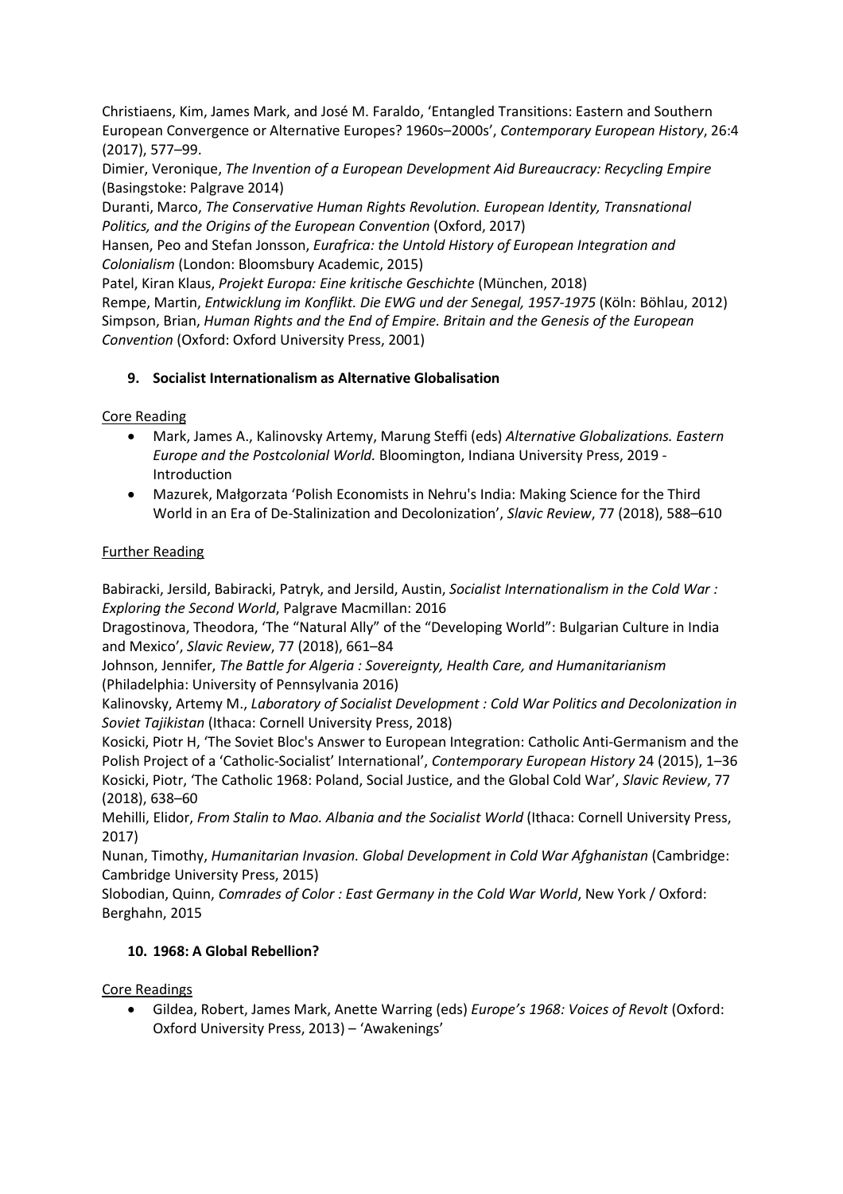Christiaens, Kim, James Mark, and José M. Faraldo, 'Entangled Transitions: Eastern and Southern European Convergence or Alternative Europes? 1960s–2000s', *Contemporary European History*, 26:4 (2017), 577–99.

Dimier, Veronique, *The Invention of a European Development Aid Bureaucracy: Recycling Empire* (Basingstoke: Palgrave 2014)

Duranti, Marco, *The Conservative Human Rights Revolution. European Identity, Transnational Politics, and the Origins of the European Convention* (Oxford, 2017)

Hansen, Peo and Stefan Jonsson, *Eurafrica: the Untold History of European Integration and Colonialism* (London: Bloomsbury Academic, 2015)

Patel, Kiran Klaus, *Projekt Europa: Eine kritische Geschichte* (München, 2018)

Rempe, Martin, *Entwicklung im Konflikt. Die EWG und der Senegal, 1957-1975* (Köln: Böhlau, 2012)

Simpson, Brian, *Human Rights and the End of Empire. Britain and the Genesis of the European Convention* (Oxford: Oxford University Press, 2001)

### 9. Socialist Internationalism as Alternative Globalisation

Core Reading

- Mark, James A., Kalinovsky Artemy, Marung Steffi (eds) *Alternative Globalizations. Eastern Europe and the Postcolonial World.* Bloomington, Indiana University Press, 2019 - Introduction
- Mazurek, Małgorzata 'Polish Economists in Nehru's India: Making Science for the Third World in an Era of De-Stalinization and Decolonization', *Slavic Review*, 77 (2018), 588–610

Further Reading

Babiracki, Jersild, Babiracki, Patryk, and Jersild, Austin, *Socialist Internationalism in the Cold War : Exploring the Second World*, Palgrave Macmillan: 2016

Dragostinova, Theodora, 'The "Natural Ally" of the "Developing World": Bulgarian Culture in India and Mexico', *Slavic Review*, 77 (2018), 661–84

Johnson, Jennifer, *The Battle for Algeria : Sovereignty, Health Care, and Humanitarianism* (Philadelphia: University of Pennsylvania 2016)

Kalinovsky, Artemy M., *Laboratory of Socialist Development : Cold War Politics and Decolonization in Soviet Tajikistan* (Ithaca: Cornell University Press, 2018)

Kosicki, Piotr H, 'The Soviet Bloc's Answer to European Integration: Catholic Anti-Germanism and the Polish Project of a 'Catholic-Socialist' International', *Contemporary European History* 24 (2015), 1–36

Kosicki, Piotr, 'The Catholic 1968: Poland, Social Justice, and the Global Cold War', *Slavic Review*, 77 (2018), 638–60

Mehilli, Elidor, *From Stalin to Mao. Albania and the Socialist World* (Ithaca: Cornell University Press, 2017)

Nunan, Timothy, *Humanitarian Invasion. Global Development in Cold War Afghanistan* (Cambridge: Cambridge University Press, 2015)

Slobodian, Quinn, *Comrades of Color : East Germany in the Cold War World*, New York / Oxford: Berghahn, 2015

### 10. 1968: A Global Rebellion?

Core Readings

- Gildea, Robert, James Mark, Anette Warring (eds) *Europe's 1968: Voices of Revolt* (Oxford: Oxford University Press, 2013) – 'Awakenings'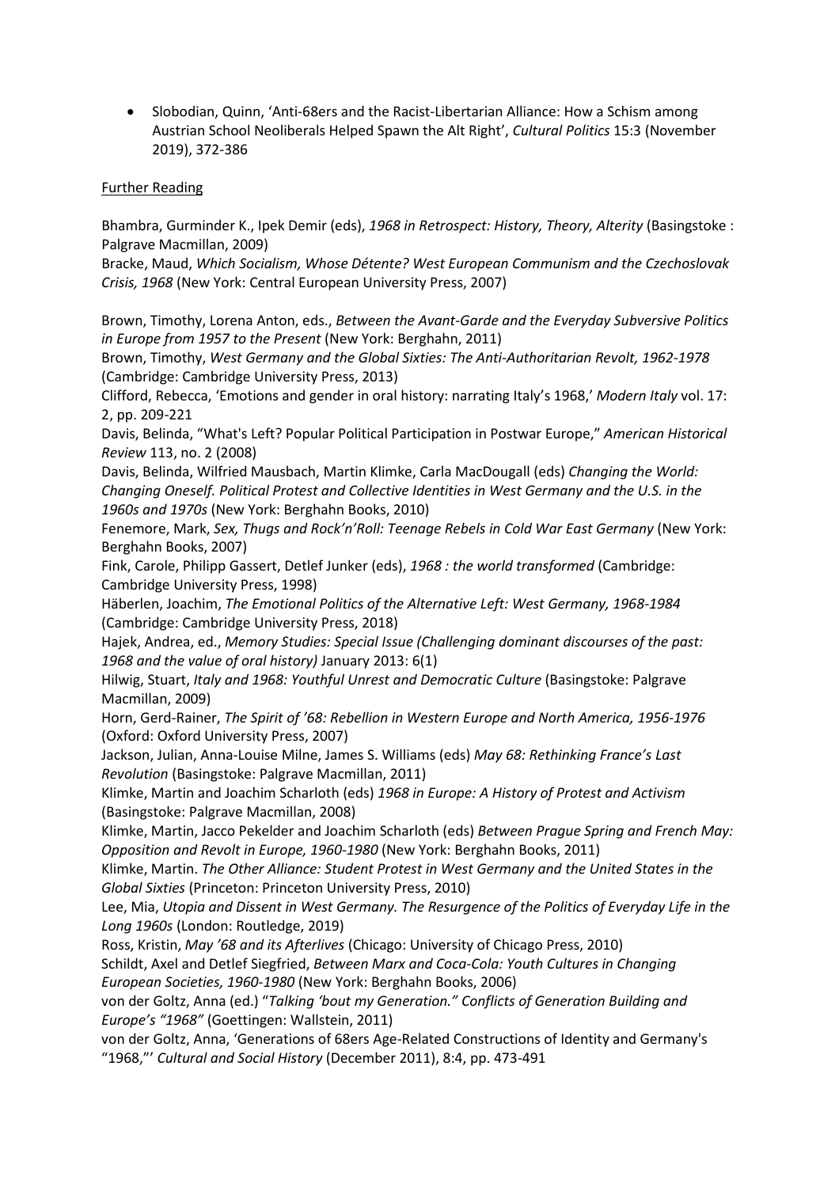- Slobodian, Quinn, 'Anti-68ers and the Racist-Libertarian Alliance: How a Schism among Austrian School Neoliberals Helped Spawn the Alt Right', *Cultural Politics* 15:3 (November 2019), 372-386

Further Reading

Bhambra, Gurminder K., Ipek Demir (eds), *1968 in Retrospect: History, Theory, Alterity* (Basingstoke : Palgrave Macmillan, 2009)
Bracke, Maud, *Which Socialism, Whose Détente? West European Communism and the Czechoslovak Crisis, 1968* (New York: Central European University Press, 2007)

Brown, Timothy, Lorena Anton, eds., *Between the Avant-Garde and the Everyday Subversive Politics in Europe from 1957 to the Present* (New York: Berghahn, 2011)
Brown, Timothy, *West Germany and the Global Sixties: The Anti-Authoritarian Revolt, 1962-1978* (Cambridge: Cambridge University Press, 2013)
Clifford, Rebecca, 'Emotions and gender in oral history: narrating Italy's 1968,' *Modern Italy* vol. 17: 2, pp. 209-221
Davis, Belinda, "What's Left? Popular Political Participation in Postwar Europe," *American Historical Review* 113, no. 2 (2008)
Davis, Belinda, Wilfried Mausbach, Martin Klimke, Carla MacDougall (eds) *Changing the World: Changing Oneself. Political Protest and Collective Identities in West Germany and the U.S. in the 1960s and 1970s* (New York: Berghahn Books, 2010)
Fenemore, Mark, *Sex, Thugs and Rock'n'Roll: Teenage Rebels in Cold War East Germany* (New York: Berghahn Books, 2007)
Fink, Carole, Philipp Gassert, Detlef Junker (eds), *1968 : the world transformed* (Cambridge: Cambridge University Press, 1998)
Häberlen, Joachim, *The Emotional Politics of the Alternative Left: West Germany, 1968-1984* (Cambridge: Cambridge University Press, 2018)
Hajek, Andrea, ed., *Memory Studies: Special Issue (Challenging dominant discourses of the past: 1968 and the value of oral history)* January 2013: 6(1)
Hilwig, Stuart, *Italy and 1968: Youthful Unrest and Democratic Culture* (Basingstoke: Palgrave Macmillan, 2009)
Horn, Gerd-Rainer, *The Spirit of '68: Rebellion in Western Europe and North America, 1956-1976* (Oxford: Oxford University Press, 2007)
Jackson, Julian, Anna-Louise Milne, James S. Williams (eds) *May 68: Rethinking France's Last Revolution* (Basingstoke: Palgrave Macmillan, 2011)
Klimke, Martin and Joachim Scharloth (eds) *1968 in Europe: A History of Protest and Activism* (Basingstoke: Palgrave Macmillan, 2008)
Klimke, Martin, Jacco Pekelder and Joachim Scharloth (eds) *Between Prague Spring and French May: Opposition and Revolt in Europe, 1960-1980* (New York: Berghahn Books, 2011)
Klimke, Martin. *The Other Alliance: Student Protest in West Germany and the United States in the Global Sixties* (Princeton: Princeton University Press, 2010)
Lee, Mia, *Utopia and Dissent in West Germany. The Resurgence of the Politics of Everyday Life in the Long 1960s* (London: Routledge, 2019)
Ross, Kristin, *May '68 and its Afterlives* (Chicago: University of Chicago Press, 2010)
Schildt, Axel and Detlef Siegfried, *Between Marx and Coca-Cola: Youth Cultures in Changing European Societies, 1960-1980* (New York: Berghahn Books, 2006)
von der Goltz, Anna (ed.) "*Talking 'bout my Generation." Conflicts of Generation Building and Europe's "1968"* (Goettingen: Wallstein, 2011)
von der Goltz, Anna, 'Generations of 68ers Age-Related Constructions of Identity and Germany's "1968,"' *Cultural and Social History* (December 2011), 8:4, pp. 473-491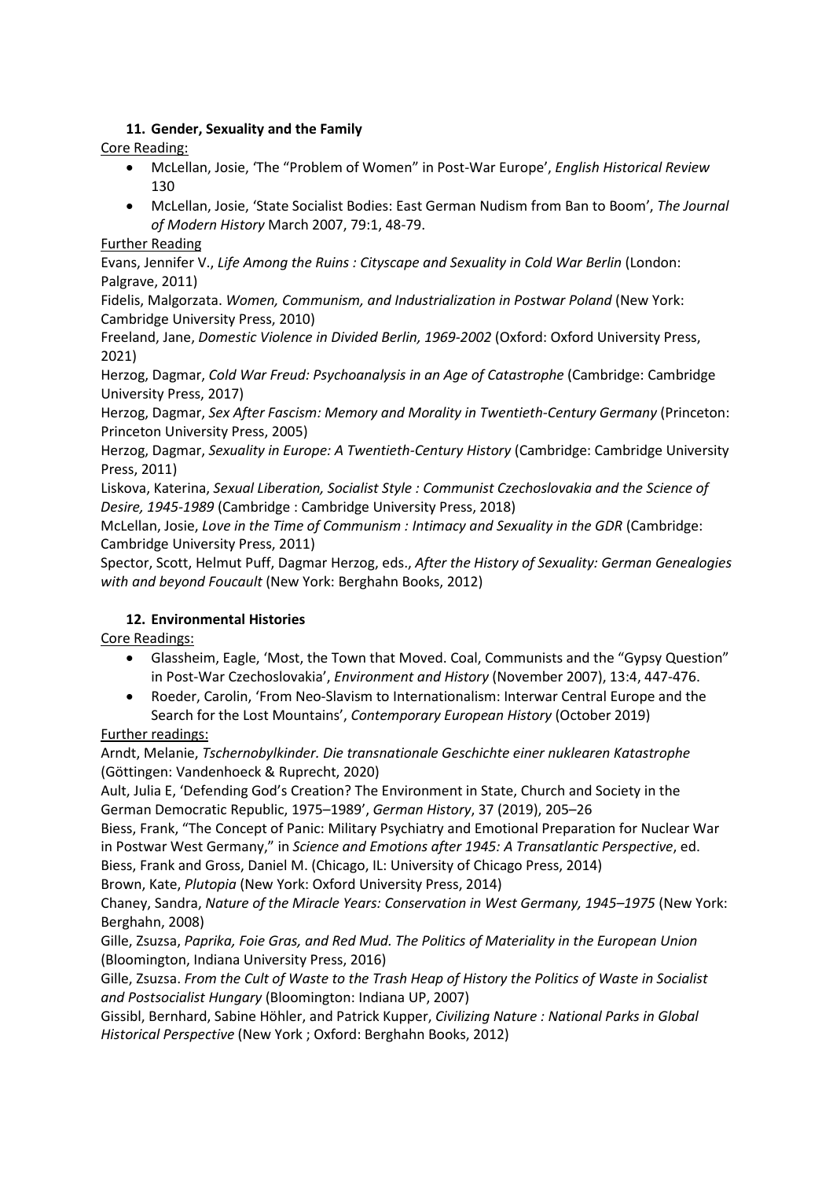### 11. Gender, Sexuality and the Family

Core Reading:

- McLellan, Josie, 'The "Problem of Women" in Post-War Europe', *English Historical Review* 130
- McLellan, Josie, 'State Socialist Bodies: East German Nudism from Ban to Boom', *The Journal of Modern History* March 2007, 79:1, 48-79.

Further Reading

Evans, Jennifer V., *Life Among the Ruins : Cityscape and Sexuality in Cold War Berlin* (London: Palgrave, 2011)

Fidelis, Malgorzata. *Women, Communism, and Industrialization in Postwar Poland* (New York: Cambridge University Press, 2010)

Freeland, Jane, *Domestic Violence in Divided Berlin, 1969-2002* (Oxford: Oxford University Press, 2021)

Herzog, Dagmar, *Cold War Freud: Psychoanalysis in an Age of Catastrophe* (Cambridge: Cambridge University Press, 2017)

Herzog, Dagmar, *Sex After Fascism: Memory and Morality in Twentieth-Century Germany* (Princeton: Princeton University Press, 2005)

Herzog, Dagmar, *Sexuality in Europe: A Twentieth-Century History* (Cambridge: Cambridge University Press, 2011)

Liskova, Katerina, *Sexual Liberation, Socialist Style : Communist Czechoslovakia and the Science of Desire, 1945-1989* (Cambridge : Cambridge University Press, 2018)

McLellan, Josie, *Love in the Time of Communism : Intimacy and Sexuality in the GDR* (Cambridge: Cambridge University Press, 2011)

Spector, Scott, Helmut Puff, Dagmar Herzog, eds., *After the History of Sexuality: German Genealogies with and beyond Foucault* (New York: Berghahn Books, 2012)

### 12. Environmental Histories

Core Readings:

- Glassheim, Eagle, 'Most, the Town that Moved. Coal, Communists and the "Gypsy Question" in Post-War Czechoslovakia', *Environment and History* (November 2007), 13:4, 447-476.
- Roeder, Carolin, 'From Neo-Slavism to Internationalism: Interwar Central Europe and the Search for the Lost Mountains', *Contemporary European History* (October 2019)

Further readings:

Arndt, Melanie, *Tschernobylkinder. Die transnationale Geschichte einer nuklearen Katastrophe* (Göttingen: Vandenhoeck & Ruprecht, 2020)

Ault, Julia E, 'Defending God's Creation? The Environment in State, Church and Society in the German Democratic Republic, 1975–1989', *German History*, 37 (2019), 205–26

Biess, Frank, "The Concept of Panic: Military Psychiatry and Emotional Preparation for Nuclear War in Postwar West Germany," in *Science and Emotions after 1945: A Transatlantic Perspective*, ed. Biess, Frank and Gross, Daniel M. (Chicago, IL: University of Chicago Press, 2014)

Brown, Kate, *Plutopia* (New York: Oxford University Press, 2014)

Chaney, Sandra, *Nature of the Miracle Years: Conservation in West Germany, 1945–1975* (New York: Berghahn, 2008)

Gille, Zsuzsa, *Paprika, Foie Gras, and Red Mud. The Politics of Materiality in the European Union* (Bloomington, Indiana University Press, 2016)

Gille, Zsuzsa. *From the Cult of Waste to the Trash Heap of History the Politics of Waste in Socialist and Postsocialist Hungary* (Bloomington: Indiana UP, 2007)

Gissibl, Bernhard, Sabine Höhler, and Patrick Kupper, *Civilizing Nature : National Parks in Global Historical Perspective* (New York ; Oxford: Berghahn Books, 2012)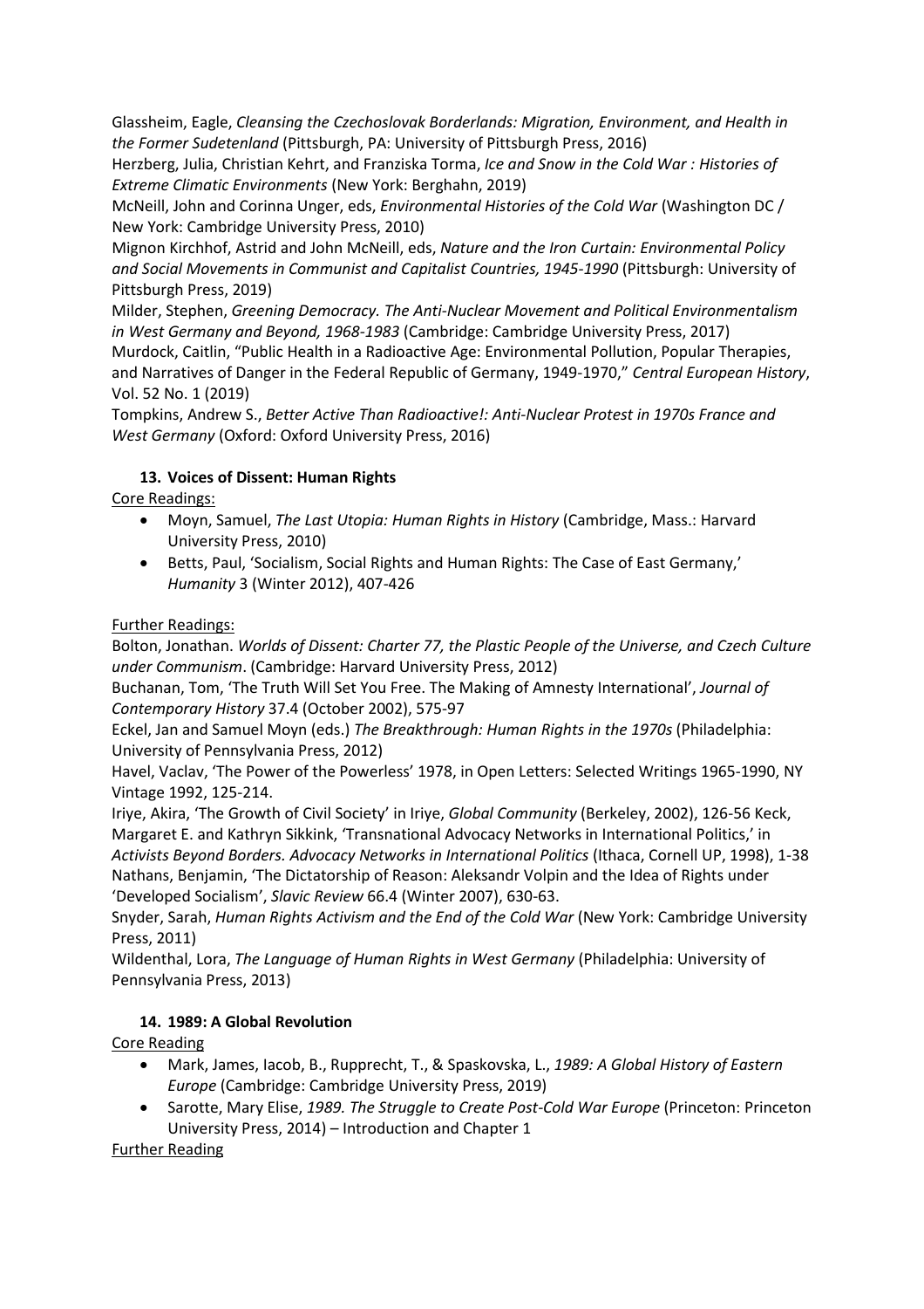Glassheim, Eagle, *Cleansing the Czechoslovak Borderlands: Migration, Environment, and Health in the Former Sudetenland* (Pittsburgh, PA: University of Pittsburgh Press, 2016)

Herzberg, Julia, Christian Kehrt, and Franziska Torma, *Ice and Snow in the Cold War : Histories of Extreme Climatic Environments* (New York: Berghahn, 2019)

McNeill, John and Corinna Unger, eds, *Environmental Histories of the Cold War* (Washington DC / New York: Cambridge University Press, 2010)

Mignon Kirchhof, Astrid and John McNeill, eds, *Nature and the Iron Curtain: Environmental Policy and Social Movements in Communist and Capitalist Countries, 1945-1990* (Pittsburgh: University of Pittsburgh Press, 2019)

Milder, Stephen, *Greening Democracy. The Anti-Nuclear Movement and Political Environmentalism in West Germany and Beyond, 1968-1983* (Cambridge: Cambridge University Press, 2017)

Murdock, Caitlin, "Public Health in a Radioactive Age: Environmental Pollution, Popular Therapies, and Narratives of Danger in the Federal Republic of Germany, 1949-1970," *Central European History*, Vol. 52 No. 1 (2019)

Tompkins, Andrew S., *Better Active Than Radioactive!: Anti-Nuclear Protest in 1970s France and West Germany* (Oxford: Oxford University Press, 2016)

### 13. Voices of Dissent: Human Rights

Core Readings:

- Moyn, Samuel, *The Last Utopia: Human Rights in History* (Cambridge, Mass.: Harvard University Press, 2010)
- Betts, Paul, 'Socialism, Social Rights and Human Rights: The Case of East Germany,' *Humanity* 3 (Winter 2012), 407-426

Further Readings:

Bolton, Jonathan. *Worlds of Dissent: Charter 77, the Plastic People of the Universe, and Czech Culture under Communism*. (Cambridge: Harvard University Press, 2012)

Buchanan, Tom, 'The Truth Will Set You Free. The Making of Amnesty International', *Journal of Contemporary History* 37.4 (October 2002), 575-97

Eckel, Jan and Samuel Moyn (eds.) *The Breakthrough: Human Rights in the 1970s* (Philadelphia: University of Pennsylvania Press, 2012)

Havel, Vaclav, 'The Power of the Powerless' 1978, in Open Letters: Selected Writings 1965-1990, NY Vintage 1992, 125-214.

Iriye, Akira, 'The Growth of Civil Society' in Iriye, *Global Community* (Berkeley, 2002), 126-56 Keck, Margaret E. and Kathryn Sikkink, 'Transnational Advocacy Networks in International Politics,' in *Activists Beyond Borders. Advocacy Networks in International Politics* (Ithaca, Cornell UP, 1998), 1-38

Nathans, Benjamin, 'The Dictatorship of Reason: Aleksandr Volpin and the Idea of Rights under 'Developed Socialism', *Slavic Review* 66.4 (Winter 2007), 630-63.

Snyder, Sarah, *Human Rights Activism and the End of the Cold War* (New York: Cambridge University Press, 2011)

Wildenthal, Lora, *The Language of Human Rights in West Germany* (Philadelphia: University of Pennsylvania Press, 2013)

### 14. 1989: A Global Revolution

Core Reading

- Mark, James, Iacob, B., Rupprecht, T., & Spaskovska, L., *1989: A Global History of Eastern Europe* (Cambridge: Cambridge University Press, 2019)
- Sarotte, Mary Elise, *1989. The Struggle to Create Post-Cold War Europe* (Princeton: Princeton University Press, 2014) – Introduction and Chapter 1

Further Reading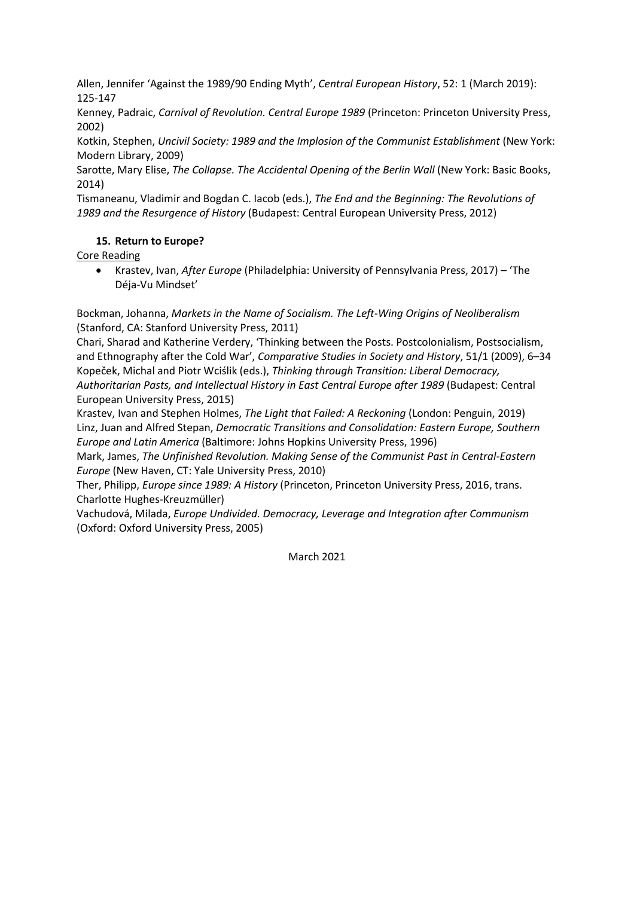Allen, Jennifer 'Against the 1989/90 Ending Myth', *Central European History*, 52: 1 (March 2019): 125-147

Kenney, Padraic, *Carnival of Revolution. Central Europe 1989* (Princeton: Princeton University Press, 2002)

Kotkin, Stephen, *Uncivil Society: 1989 and the Implosion of the Communist Establishment* (New York: Modern Library, 2009)

Sarotte, Mary Elise, *The Collapse. The Accidental Opening of the Berlin Wall* (New York: Basic Books, 2014)

Tismaneanu, Vladimir and Bogdan C. Iacob (eds.), *The End and the Beginning: The Revolutions of 1989 and the Resurgence of History* (Budapest: Central European University Press, 2012)

### 15. Return to Europe?

Core Reading

- Krastev, Ivan, *After Europe* (Philadelphia: University of Pennsylvania Press, 2017) – 'The Déja-Vu Mindset'

Bockman, Johanna, *Markets in the Name of Socialism. The Left-Wing Origins of Neoliberalism* (Stanford, CA: Stanford University Press, 2011)

Chari, Sharad and Katherine Verdery, 'Thinking between the Posts. Postcolonialism, Postsocialism, and Ethnography after the Cold War', *Comparative Studies in Society and History*, 51/1 (2009), 6–34

Kopeček, Michal and Piotr Wciślik (eds.), *Thinking through Transition: Liberal Democracy, Authoritarian Pasts, and Intellectual History in East Central Europe after 1989* (Budapest: Central European University Press, 2015)

Krastev, Ivan and Stephen Holmes, *The Light that Failed: A Reckoning* (London: Penguin, 2019)

Linz, Juan and Alfred Stepan, *Democratic Transitions and Consolidation: Eastern Europe, Southern Europe and Latin America* (Baltimore: Johns Hopkins University Press, 1996)

Mark, James, *The Unfinished Revolution. Making Sense of the Communist Past in Central-Eastern Europe* (New Haven, CT: Yale University Press, 2010)

Ther, Philipp, *Europe since 1989: A History* (Princeton, Princeton University Press, 2016, trans. Charlotte Hughes-Kreuzmüller)

Vachudová, Milada, *Europe Undivided. Democracy, Leverage and Integration after Communism* (Oxford: Oxford University Press, 2005)

March 2021